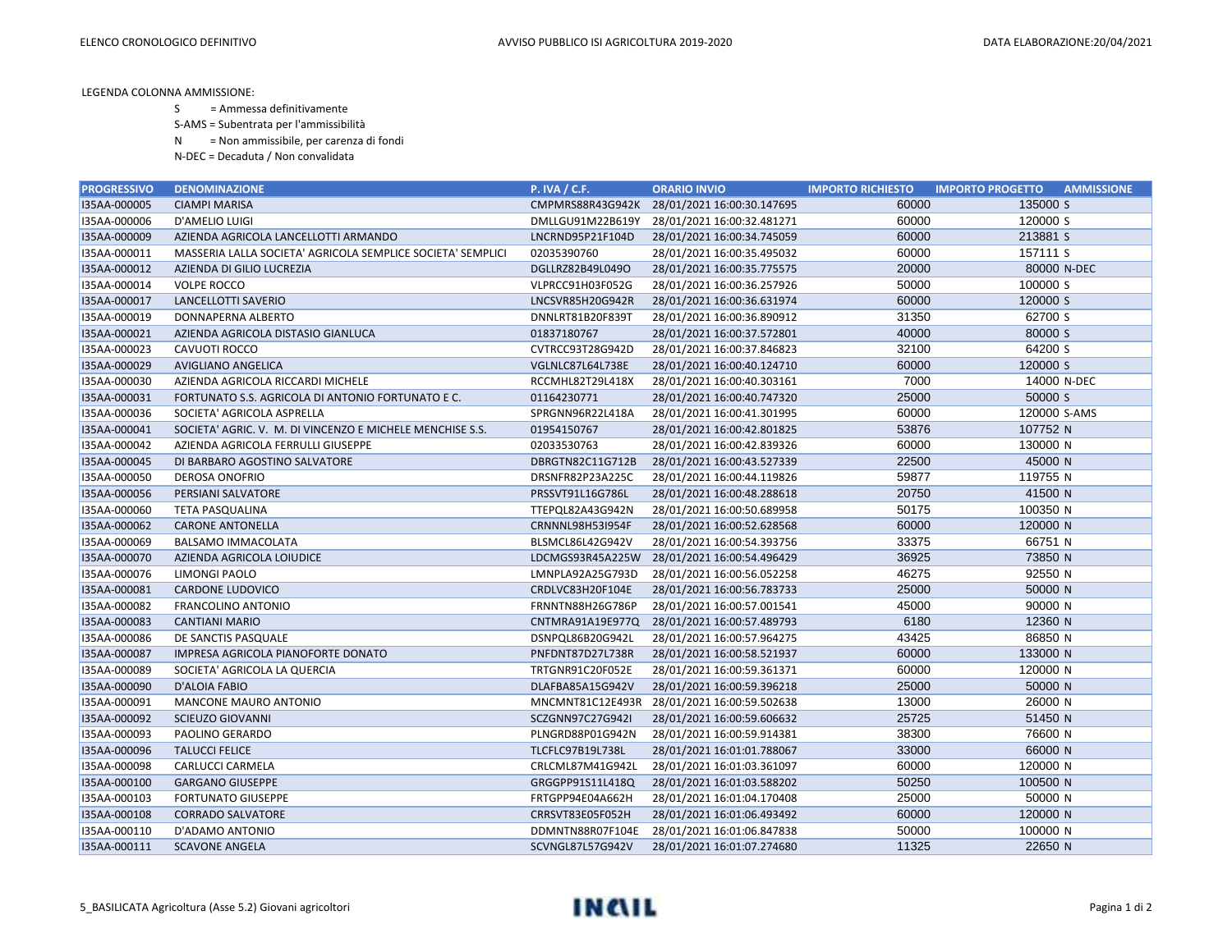LEGENDA COLONNA AMMISSIONE:

- S = Ammessa definitivamente
- S-AMS = Subentrata per l'ammissibilità
- N = Non ammissibile, per carenza di fondi
- N-DEC = Decaduta / Non convalidata

| PROGRESSIVO | DENOMINAZIONE | P. IVA / C.F. | ORARIO INVIO | IMPORTO RICHIESTO | IMPORTO PROGETTO | AMMISSIONE |
|---|---|---|---|---|---|---|
| I35AA-000005 | CIAMPI MARISA | CMPMRS88R43G942K | 28/01/2021 16:00:30.147695 | 60000 | 135000 | S |
| I35AA-000006 | D'AMELIO LUIGI | DMLLGU91M22B619Y | 28/01/2021 16:00:32.481271 | 60000 | 120000 | S |
| I35AA-000009 | AZIENDA AGRICOLA LANCELLOTTI ARMANDO | LNCRND95P21F104D | 28/01/2021 16:00:34.745059 | 60000 | 213881 | S |
| I35AA-000011 | MASSERIA LALLA SOCIETA' AGRICOLA SEMPLICE SOCIETA' SEMPLICI | 02035390760 | 28/01/2021 16:00:35.495032 | 60000 | 157111 | S |
| I35AA-000012 | AZIENDA DI GILIO LUCREZIA | DGLLRZ82B49L049O | 28/01/2021 16:00:35.775575 | 20000 | 80000 | N-DEC |
| I35AA-000014 | VOLPE ROCCO | VLPRCC91H03F052G | 28/01/2021 16:00:36.257926 | 50000 | 100000 | S |
| I35AA-000017 | LANCELLOTTI SAVERIO | LNCSVR85H20G942R | 28/01/2021 16:00:36.631974 | 60000 | 120000 | S |
| I35AA-000019 | DONNAPERNA ALBERTO | DNNLRT81B20F839T | 28/01/2021 16:00:36.890912 | 31350 | 62700 | S |
| I35AA-000021 | AZIENDA AGRICOLA DISTASIO GIANLUCA | 01837180767 | 28/01/2021 16:00:37.572801 | 40000 | 80000 | S |
| I35AA-000023 | CAVUOTI ROCCO | CVTRCC93T28G942D | 28/01/2021 16:00:37.846823 | 32100 | 64200 | S |
| I35AA-000029 | AVIGLIANO ANGELICA | VGLNLC87L64L738E | 28/01/2021 16:00:40.124710 | 60000 | 120000 | S |
| I35AA-000030 | AZIENDA AGRICOLA RICCARDI MICHELE | RCCMHL82T29L418X | 28/01/2021 16:00:40.303161 | 7000 | 14000 | N-DEC |
| I35AA-000031 | FORTUNATO S.S. AGRICOLA DI ANTONIO FORTUNATO E C. | 01164230771 | 28/01/2021 16:00:40.747320 | 25000 | 50000 | S |
| I35AA-000036 | SOCIETA' AGRICOLA ASPRELLA | SPRGNN96R22L418A | 28/01/2021 16:00:41.301995 | 60000 | 120000 | S-AMS |
| I35AA-000041 | SOCIETA' AGRIC. V. M. DI VINCENZO E MICHELE MENCHISE S.S. | 01954150767 | 28/01/2021 16:00:42.801825 | 53876 | 107752 | N |
| I35AA-000042 | AZIENDA AGRICOLA FERRULLI GIUSEPPE | 02033530763 | 28/01/2021 16:00:42.839326 | 60000 | 130000 | N |
| I35AA-000045 | DI BARBARO AGOSTINO SALVATORE | DBRGTN82C11G712B | 28/01/2021 16:00:43.527339 | 22500 | 45000 | N |
| I35AA-000050 | DEROSA ONOFRIO | DRSNFR82P23A225C | 28/01/2021 16:00:44.119826 | 59877 | 119755 | N |
| I35AA-000056 | PERSIANI SALVATORE | PRSSVT91L16G786L | 28/01/2021 16:00:48.288618 | 20750 | 41500 | N |
| I35AA-000060 | TETA PASQUALINA | TTEPQL82A43G942N | 28/01/2021 16:00:50.689958 | 50175 | 100350 | N |
| I35AA-000062 | CARONE ANTONELLA | CRNNNL98H53I954F | 28/01/2021 16:00:52.628568 | 60000 | 120000 | N |
| I35AA-000069 | BALSAMO IMMACOLATA | BLSMCL86L42G942V | 28/01/2021 16:00:54.393756 | 33375 | 66751 | N |
| I35AA-000070 | AZIENDA AGRICOLA LOIUDICE | LDCMGS93R45A225W | 28/01/2021 16:00:54.496429 | 36925 | 73850 | N |
| I35AA-000076 | LIMONGI PAOLO | LMNPLA92A25G793D | 28/01/2021 16:00:56.052258 | 46275 | 92550 | N |
| I35AA-000081 | CARDONE LUDOVICO | CRDLVC83H20F104E | 28/01/2021 16:00:56.783733 | 25000 | 50000 | N |
| I35AA-000082 | FRANCOLINO ANTONIO | FRNNTN88H26G786P | 28/01/2021 16:00:57.001541 | 45000 | 90000 | N |
| I35AA-000083 | CANTIANI MARIO | CNTMRA91A19E977Q | 28/01/2021 16:00:57.489793 | 6180 | 12360 | N |
| I35AA-000086 | DE SANCTIS PASQUALE | DSNPQL86B20G942L | 28/01/2021 16:00:57.964275 | 43425 | 86850 | N |
| I35AA-000087 | IMPRESA AGRICOLA PIANOFORTE DONATO | PNFDNT87D27L738R | 28/01/2021 16:00:58.521937 | 60000 | 133000 | N |
| I35AA-000089 | SOCIETA' AGRICOLA LA QUERCIA | TRTGNR91C20F052E | 28/01/2021 16:00:59.361371 | 60000 | 120000 | N |
| I35AA-000090 | D'ALOIA FABIO | DLAFBA85A15G942V | 28/01/2021 16:00:59.396218 | 25000 | 50000 | N |
| I35AA-000091 | MANCONE MAURO ANTONIO | MNCMNT81C12E493R | 28/01/2021 16:00:59.502638 | 13000 | 26000 | N |
| I35AA-000092 | SCIEUZO GIOVANNI | SCZGNN97C27G942I | 28/01/2021 16:00:59.606632 | 25725 | 51450 | N |
| I35AA-000093 | PAOLINO GERARDO | PLNGRD88P01G942N | 28/01/2021 16:00:59.914381 | 38300 | 76600 | N |
| I35AA-000096 | TALUCCI FELICE | TLCFLC97B19L738L | 28/01/2021 16:01:01.788067 | 33000 | 66000 | N |
| I35AA-000098 | CARLUCCI CARMELA | CRLCML87M41G942L | 28/01/2021 16:01:03.361097 | 60000 | 120000 | N |
| I35AA-000100 | GARGANO GIUSEPPE | GRGGPP91S11L418Q | 28/01/2021 16:01:03.588202 | 50250 | 100500 | N |
| I35AA-000103 | FORTUNATO GIUSEPPE | FRTGPP94E04A662H | 28/01/2021 16:01:04.170408 | 25000 | 50000 | N |
| I35AA-000108 | CORRADO SALVATORE | CRRSVT83E05F052H | 28/01/2021 16:01:06.493492 | 60000 | 120000 | N |
| I35AA-000110 | D'ADAMO ANTONIO | DDMNTN88R07F104E | 28/01/2021 16:01:06.847838 | 50000 | 100000 | N |
| I35AA-000111 | SCAVONE ANGELA | SCVNGL87L57G942V | 28/01/2021 16:01:07.274680 | 11325 | 22650 | N |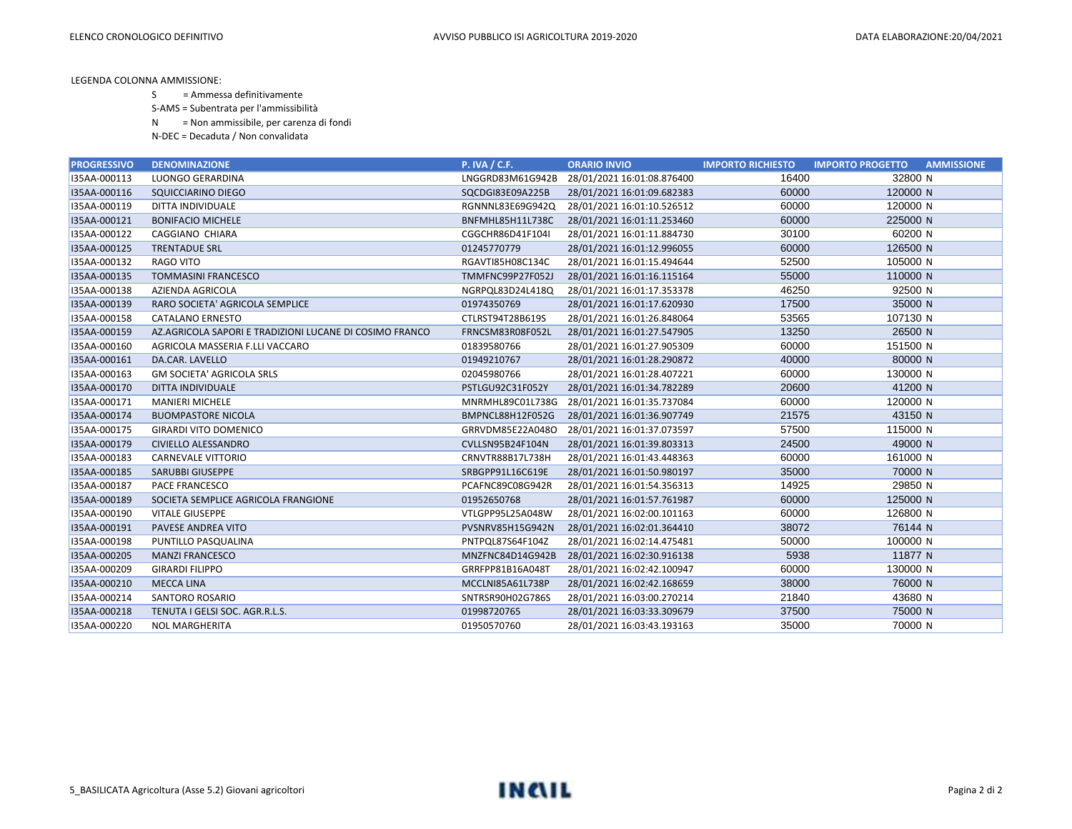LEGENDA COLONNA AMMISSIONE:

- S = Ammessa definitivamente
- S-AMS = Subentrata per l'ammissibilità
- N = Non ammissibile, per carenza di fondi
- N-DEC = Decaduta / Non convalidata

| PROGRESSIVO | DENOMINAZIONE | P. IVA / C.F. | ORARIO INVIO | IMPORTO RICHIESTO | IMPORTO PROGETTO | AMMISSIONE |
|---|---|---|---|---|---|---|
| I35AA-000113 | LUONGO GERARDINA | LNGGRD83M61G942B | 28/01/2021 16:01:08.876400 | 16400 | 32800 | N |
| I35AA-000116 | SQUICCIARINO DIEGO | SQCDGI83E09A225B | 28/01/2021 16:01:09.682383 | 60000 | 120000 | N |
| I35AA-000119 | DITTA INDIVIDUALE | RGNNNL83E69G942Q | 28/01/2021 16:01:10.526512 | 60000 | 120000 | N |
| I35AA-000121 | BONIFACIO MICHELE | BNFMHL85H11L738C | 28/01/2021 16:01:11.253460 | 60000 | 225000 | N |
| I35AA-000122 | CAGGIANO CHIARA | CGGCHR86D41F104I | 28/01/2021 16:01:11.884730 | 30100 | 60200 | N |
| I35AA-000125 | TRENTADUE SRL | 01245770779 | 28/01/2021 16:01:12.996055 | 60000 | 126500 | N |
| I35AA-000132 | RAGO VITO | RGAVTI85H08C134C | 28/01/2021 16:01:15.494644 | 52500 | 105000 | N |
| I35AA-000135 | TOMMASINI FRANCESCO | TMMFNC99P27F052J | 28/01/2021 16:01:16.115164 | 55000 | 110000 | N |
| I35AA-000138 | AZIENDA AGRICOLA | NGRPQL83D24L418Q | 28/01/2021 16:01:17.353378 | 46250 | 92500 | N |
| I35AA-000139 | RARO SOCIETA' AGRICOLA SEMPLICE | 01974350769 | 28/01/2021 16:01:17.620930 | 17500 | 35000 | N |
| I35AA-000158 | CATALANO ERNESTO | CTLRST94T28B619S | 28/01/2021 16:01:26.848064 | 53565 | 107130 | N |
| I35AA-000159 | AZ.AGRICOLA SAPORI E TRADIZIONI LUCANE DI COSIMO FRANCO | FRNCSM83R08F052L | 28/01/2021 16:01:27.547905 | 13250 | 26500 | N |
| I35AA-000160 | AGRICOLA MASSERIA F.LLI VACCARO | 01839580766 | 28/01/2021 16:01:27.905309 | 60000 | 151500 | N |
| I35AA-000161 | DA.CAR. LAVELLO | 01949210767 | 28/01/2021 16:01:28.290872 | 40000 | 80000 | N |
| I35AA-000163 | GM SOCIETA' AGRICOLA SRLS | 02045980766 | 28/01/2021 16:01:28.407221 | 60000 | 130000 | N |
| I35AA-000170 | DITTA INDIVIDUALE | PSTLGU92C31F052Y | 28/01/2021 16:01:34.782289 | 20600 | 41200 | N |
| I35AA-000171 | MANIERI MICHELE | MNRMHL89C01L738G | 28/01/2021 16:01:35.737084 | 60000 | 120000 | N |
| I35AA-000174 | BUOMPASTORE NICOLA | BMPNCL88H12F052G | 28/01/2021 16:01:36.907749 | 21575 | 43150 | N |
| I35AA-000175 | GIRARDI VITO DOMENICO | GRRVDM85E22A048O | 28/01/2021 16:01:37.073597 | 57500 | 115000 | N |
| I35AA-000179 | CIVIELLO ALESSANDRO | CVLLSN95B24F104N | 28/01/2021 16:01:39.803313 | 24500 | 49000 | N |
| I35AA-000183 | CARNEVALE VITTORIO | CRNVTR88B17L738H | 28/01/2021 16:01:43.448363 | 60000 | 161000 | N |
| I35AA-000185 | SARUBBI GIUSEPPE | SRBGPP91L16C619E | 28/01/2021 16:01:50.980197 | 35000 | 70000 | N |
| I35AA-000187 | PACE FRANCESCO | PCAFNC89C08G942R | 28/01/2021 16:01:54.356313 | 14925 | 29850 | N |
| I35AA-000189 | SOCIETA SEMPLICE AGRICOLA FRANGIONE | 01952650768 | 28/01/2021 16:01:57.761987 | 60000 | 125000 | N |
| I35AA-000190 | VITALE GIUSEPPE | VTLGPP95L25A048W | 28/01/2021 16:02:00.101163 | 60000 | 126800 | N |
| I35AA-000191 | PAVESE ANDREA VITO | PVSNRV85H15G942N | 28/01/2021 16:02:01.364410 | 38072 | 76144 | N |
| I35AA-000198 | PUNTILLO PASQUALINA | PNTPQL87S64F104Z | 28/01/2021 16:02:14.475481 | 50000 | 100000 | N |
| I35AA-000205 | MANZI FRANCESCO | MNZFNC84D14G942B | 28/01/2021 16:02:30.916138 | 5938 | 11877 | N |
| I35AA-000209 | GIRARDI FILIPPO | GRRFPP81B16A048T | 28/01/2021 16:02:42.100947 | 60000 | 130000 | N |
| I35AA-000210 | MECCA LINA | MCCLNI85A61L738P | 28/01/2021 16:02:42.168659 | 38000 | 76000 | N |
| I35AA-000214 | SANTORO ROSARIO | SNTRSR90H02G786S | 28/01/2021 16:03:00.270214 | 21840 | 43680 | N |
| I35AA-000218 | TENUTA I GELSI SOC. AGR.R.L.S. | 01998720765 | 28/01/2021 16:03:33.309679 | 37500 | 75000 | N |
| I35AA-000220 | NOL MARGHERITA | 01950570760 | 28/01/2021 16:03:43.193163 | 35000 | 70000 | N |